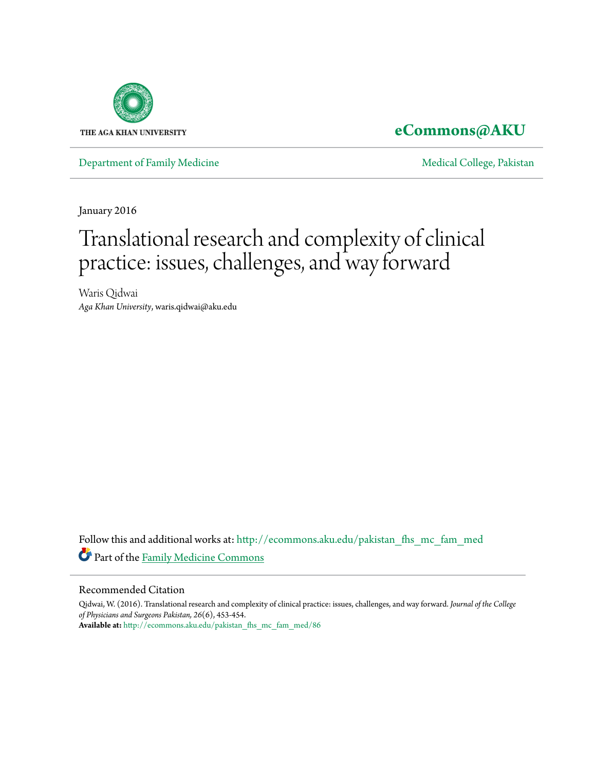THE AGA KHAN UNIVERSITY

**eCommons@AKU**

Department of Family Medicine | Medical College, Pakistan

January 2016

# Translational research and complexity of clinical practice: issues, challenges, and way forward

Waris Qidwai
*Aga Khan University*, waris.qidwai@aku.edu

Follow this and additional works at: http://ecommons.aku.edu/pakistan_fhs_mc_fam_med

Part of the Family Medicine Commons

## Recommended Citation

Qidwai, W. (2016). Translational research and complexity of clinical practice: issues, challenges, and way forward. *Journal of the College of Physicians and Surgeons Pakistan, 26*(6), 453-454.
**Available at:** http://ecommons.aku.edu/pakistan_fhs_mc_fam_med/86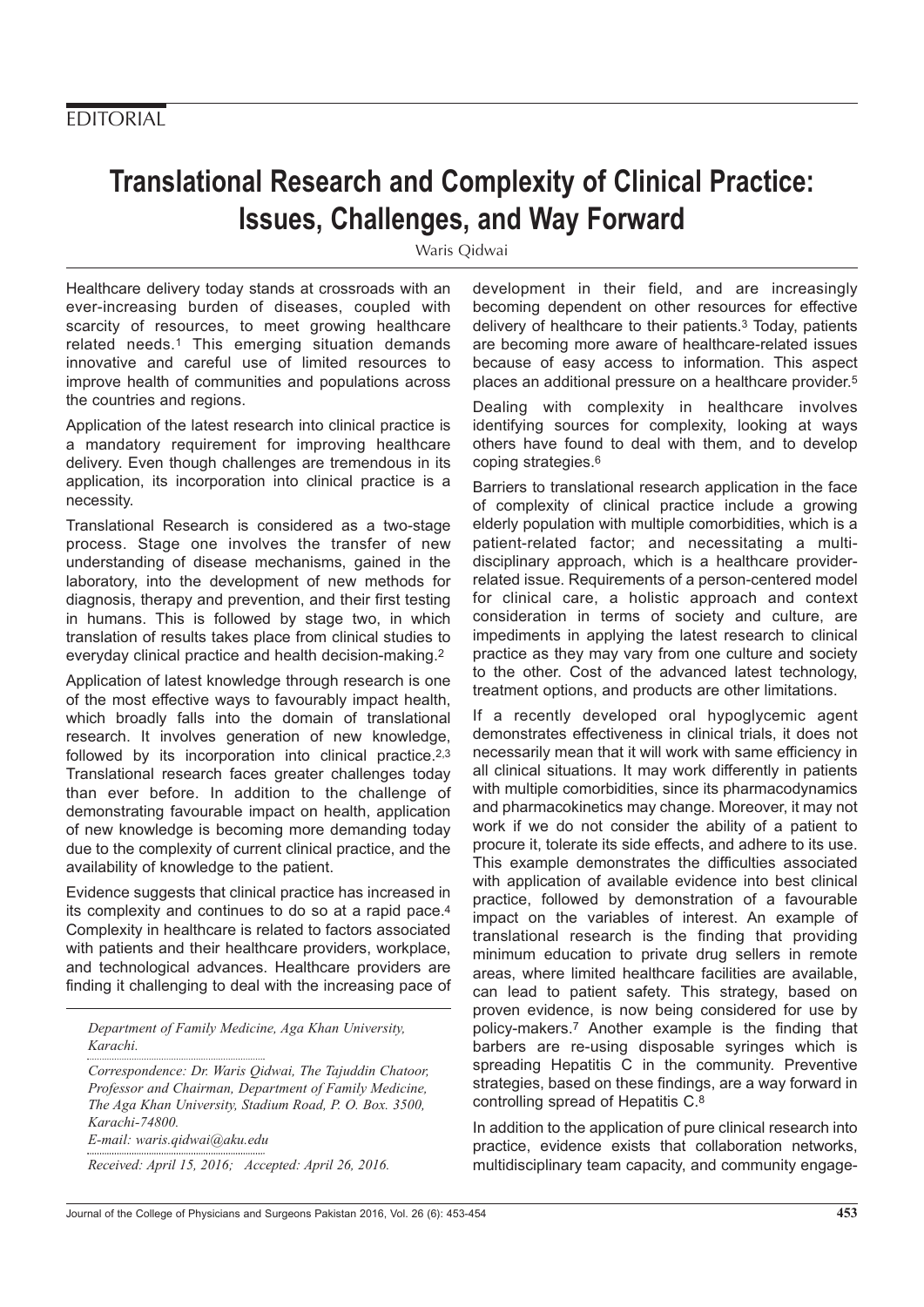EDITORIAL

# Translational Research and Complexity of Clinical Practice: Issues, Challenges, and Way Forward

Waris Qidwai

Healthcare delivery today stands at crossroads with an ever-increasing burden of diseases, coupled with scarcity of resources, to meet growing healthcare related needs.[1] This emerging situation demands innovative and careful use of limited resources to improve health of communities and populations across the countries and regions.

Application of the latest research into clinical practice is a mandatory requirement for improving healthcare delivery. Even though challenges are tremendous in its application, its incorporation into clinical practice is a necessity.

Translational Research is considered as a two-stage process. Stage one involves the transfer of new understanding of disease mechanisms, gained in the laboratory, into the development of new methods for diagnosis, therapy and prevention, and their first testing in humans. This is followed by stage two, in which translation of results takes place from clinical studies to everyday clinical practice and health decision-making.[2]

Application of latest knowledge through research is one of the most effective ways to favourably impact health, which broadly falls into the domain of translational research. It involves generation of new knowledge, followed by its incorporation into clinical practice.[2,3] Translational research faces greater challenges today than ever before. In addition to the challenge of demonstrating favourable impact on health, application of new knowledge is becoming more demanding today due to the complexity of current clinical practice, and the availability of knowledge to the patient.

Evidence suggests that clinical practice has increased in its complexity and continues to do so at a rapid pace.[4] Complexity in healthcare is related to factors associated with patients and their healthcare providers, workplace, and technological advances. Healthcare providers are finding it challenging to deal with the increasing pace of development in their field, and are increasingly becoming dependent on other resources for effective delivery of healthcare to their patients.[3] Today, patients are becoming more aware of healthcare-related issues because of easy access to information. This aspect places an additional pressure on a healthcare provider.[5]

Dealing with complexity in healthcare involves identifying sources for complexity, looking at ways others have found to deal with them, and to develop coping strategies.[6]

Barriers to translational research application in the face of complexity of clinical practice include a growing elderly population with multiple comorbidities, which is a patient-related factor; and necessitating a multi-disciplinary approach, which is a healthcare provider-related issue. Requirements of a person-centered model for clinical care, a holistic approach and context consideration in terms of society and culture, are impediments in applying the latest research to clinical practice as they may vary from one culture and society to the other. Cost of the advanced latest technology, treatment options, and products are other limitations.

If a recently developed oral hypoglycemic agent demonstrates effectiveness in clinical trials, it does not necessarily mean that it will work with same efficiency in all clinical situations. It may work differently in patients with multiple comorbidities, since its pharmacodynamics and pharmacokinetics may change. Moreover, it may not work if we do not consider the ability of a patient to procure it, tolerate its side effects, and adhere to its use. This example demonstrates the difficulties associated with application of available evidence into best clinical practice, followed by demonstration of a favourable impact on the variables of interest. An example of translational research is the finding that providing minimum education to private drug sellers in remote areas, where limited healthcare facilities are available, can lead to patient safety. This strategy, based on proven evidence, is now being considered for use by policy-makers.[7] Another example is the finding that barbers are re-using disposable syringes which is spreading Hepatitis C in the community. Preventive strategies, based on these findings, are a way forward in controlling spread of Hepatitis C.[8]

In addition to the application of pure clinical research into practice, evidence exists that collaboration networks, multidisciplinary team capacity, and community engage-

*Department of Family Medicine, Aga Khan University, Karachi.*

*Correspondence: Dr. Waris Qidwai, The Tajuddin Chatoor, Professor and Chairman, Department of Family Medicine, The Aga Khan University, Stadium Road, P. O. Box. 3500, Karachi-74800.*
*E-mail: waris.qidwai@aku.edu*

*Received: April 15, 2016; Accepted: April 26, 2016.*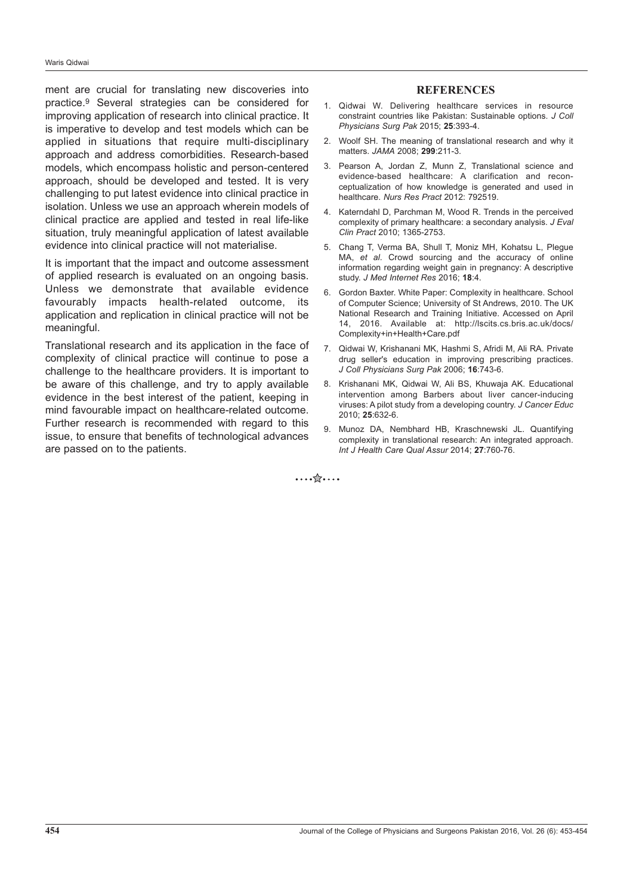ment are crucial for translating new discoveries into practice.[9] Several strategies can be considered for improving application of research into clinical practice. It is imperative to develop and test models which can be applied in situations that require multi-disciplinary approach and address comorbidities. Research-based models, which encompass holistic and person-centered approach, should be developed and tested. It is very challenging to put latest evidence into clinical practice in isolation. Unless we use an approach wherein models of clinical practice are applied and tested in real life-like situation, truly meaningful application of latest available evidence into clinical practice will not materialise.

It is important that the impact and outcome assessment of applied research is evaluated on an ongoing basis. Unless we demonstrate that available evidence favourably impacts health-related outcome, its application and replication in clinical practice will not be meaningful.

Translational research and its application in the face of complexity of clinical practice will continue to pose a challenge to the healthcare providers. It is important to be aware of this challenge, and try to apply available evidence in the best interest of the patient, keeping in mind favourable impact on healthcare-related outcome. Further research is recommended with regard to this issue, to ensure that benefits of technological advances are passed on to the patients.

## REFERENCES

1. Qidwai W. Delivering healthcare services in resource constraint countries like Pakistan: Sustainable options. *J Coll Physicians Surg Pak* 2015; **25**:393-4.
2. Woolf SH. The meaning of translational research and why it matters. *JAMA* 2008; **299**:211-3.
3. Pearson A, Jordan Z, Munn Z, Translational science and evidence-based healthcare: A clarification and reconceptualization of how knowledge is generated and used in healthcare. *Nurs Res Pract* 2012: 792519.
4. Katerndahl D, Parchman M, Wood R. Trends in the perceived complexity of primary healthcare: a secondary analysis. *J Eval Clin Pract* 2010; 1365-2753.
5. Chang T, Verma BA, Shull T, Moniz MH, Kohatsu L, Plegue MA, *et al*. Crowd sourcing and the accuracy of online information regarding weight gain in pregnancy: A descriptive study. *J Med Internet Res* 2016; **18**:4.
6. Gordon Baxter. White Paper: Complexity in healthcare. School of Computer Science; University of St Andrews, 2010. The UK National Research and Training Initiative. Accessed on April 14, 2016. Available at: http://lscits.cs.bris.ac.uk/docs/Complexity+in+Health+Care.pdf
7. Qidwai W, Krishanani MK, Hashmi S, Afridi M, Ali RA. Private drug seller's education in improving prescribing practices. *J Coll Physicians Surg Pak* 2006; **16**:743-6.
8. Krishanani MK, Qidwai W, Ali BS, Khuwaja AK. Educational intervention among Barbers about liver cancer-inducing viruses: A pilot study from a developing country. *J Cancer Educ* 2010; **25**:632-6.
9. Munoz DA, Nembhard HB, Kraschnewski JL. Quantifying complexity in translational research: An integrated approach. *Int J Health Care Qual Assur* 2014; **27**:760-76.